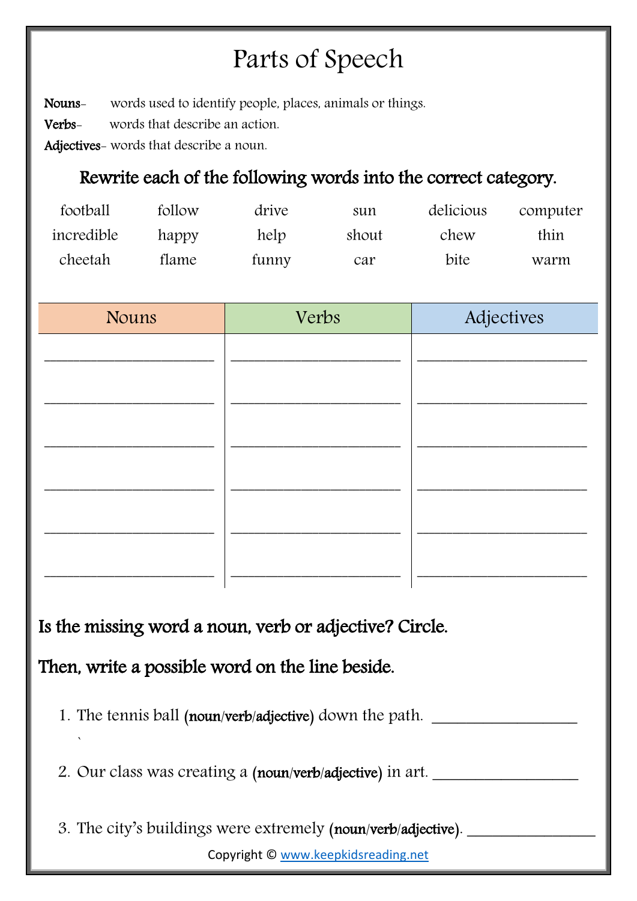# Parts of Speech

**Nouns**- words used to identify people, places, animals or things.

**Verbs**- words that describe an action.

**Adjectives**- words that describe a noun.

## Rewrite each of the following words into the correct category.

| | | | | | |
|---|---|---|---|---|---|
| football | follow | drive | sun | delicious | computer |
| incredible | happy | help | shout | chew | thin |
| cheetah | flame | funny | car | bite | warm |

| Nouns | Verbs | Adjectives |
|---|---|---|
| ____________________ | ____________________ | ____________________ |
| ____________________ | ____________________ | ____________________ |
| ____________________ | ____________________ | ____________________ |
| ____________________ | ____________________ | ____________________ |
| ____________________ | ____________________ | ____________________ |
| ____________________ | ____________________ | ____________________ |

## Is the missing word a noun, verb or adjective? Circle.

## Then, write a possible word on the line beside.

1. The tennis ball (noun/verb/adjective) down the path. ________________
2. Our class was creating a (noun/verb/adjective) in art. ________________
3. The city's buildings were extremely (noun/verb/adjective). ________________

Copyright © www.keepkidsreading.net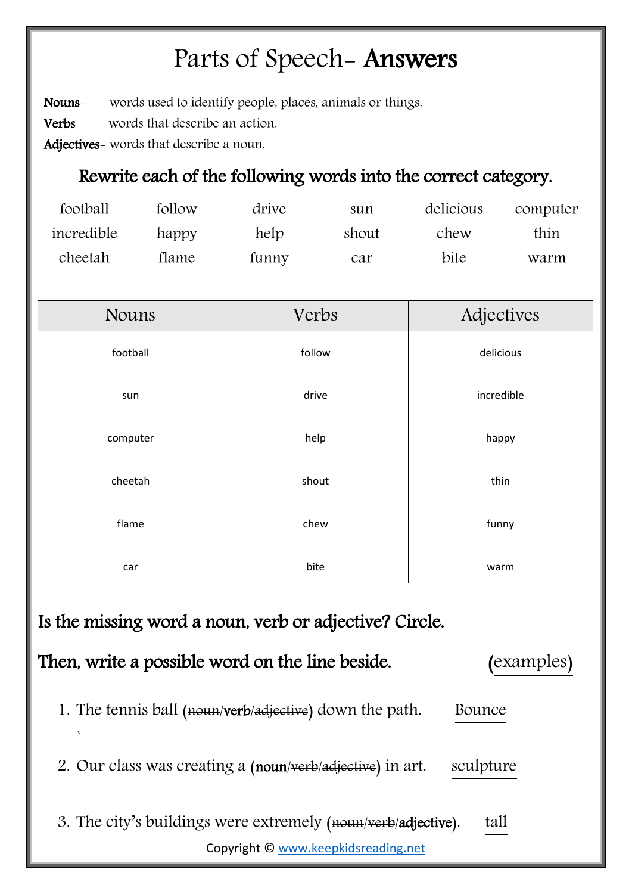# Parts of Speech- **Answers**

**Nouns**- words used to identify people, places, animals or things.

**Verbs**- words that describe an action.

**Adjectives**- words that describe a noun.

## Rewrite each of the following words into the correct category.

| | | | | | |
|---|---|---|---|---|---|
| football | follow | drive | sun | delicious | computer |
| incredible | happy | help | shout | chew | thin |
| cheetah | flame | funny | car | bite | warm |

| Nouns | Verbs | Adjectives |
|---|---|---|
| football | follow | delicious |
| sun | drive | incredible |
| computer | help | happy |
| cheetah | shout | thin |
| flame | chew | funny |
| car | bite | warm |

## Is the missing word a noun, verb or adjective? Circle.

## Then, write a possible word on the line beside. (examples)

1. The tennis ball (~~noun~~/**verb**/~~adjective~~) down the path. Bounce
2. Our class was creating a (**noun**/~~verb~~/~~adjective~~) in art. sculpture
3. The city's buildings were extremely (~~noun~~/~~verb~~/**adjective**). tall

Copyright © www.keepkidsreading.net